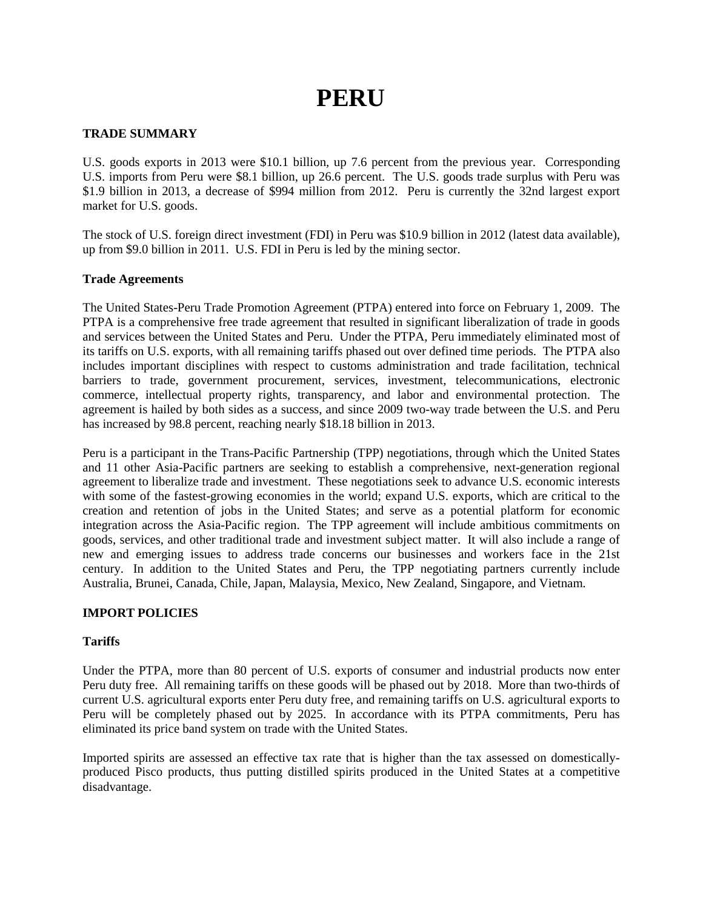# PERU

## TRADE SUMMARY

U.S. goods exports in 2013 were $10.1 billion, up 7.6 percent from the previous year. Corresponding U.S. imports from Peru were $8.1 billion, up 26.6 percent. The U.S. goods trade surplus with Peru was $1.9 billion in 2013, a decrease of $994 million from 2012. Peru is currently the 32nd largest export market for U.S. goods.

The stock of U.S. foreign direct investment (FDI) in Peru was $10.9 billion in 2012 (latest data available), up from $9.0 billion in 2011. U.S. FDI in Peru is led by the mining sector.

### Trade Agreements

The United States-Peru Trade Promotion Agreement (PTPA) entered into force on February 1, 2009. The PTPA is a comprehensive free trade agreement that resulted in significant liberalization of trade in goods and services between the United States and Peru. Under the PTPA, Peru immediately eliminated most of its tariffs on U.S. exports, with all remaining tariffs phased out over defined time periods. The PTPA also includes important disciplines with respect to customs administration and trade facilitation, technical barriers to trade, government procurement, services, investment, telecommunications, electronic commerce, intellectual property rights, transparency, and labor and environmental protection. The agreement is hailed by both sides as a success, and since 2009 two-way trade between the U.S. and Peru has increased by 98.8 percent, reaching nearly $18.18 billion in 2013.

Peru is a participant in the Trans-Pacific Partnership (TPP) negotiations, through which the United States and 11 other Asia-Pacific partners are seeking to establish a comprehensive, next-generation regional agreement to liberalize trade and investment. These negotiations seek to advance U.S. economic interests with some of the fastest-growing economies in the world; expand U.S. exports, which are critical to the creation and retention of jobs in the United States; and serve as a potential platform for economic integration across the Asia-Pacific region. The TPP agreement will include ambitious commitments on goods, services, and other traditional trade and investment subject matter. It will also include a range of new and emerging issues to address trade concerns our businesses and workers face in the 21st century. In addition to the United States and Peru, the TPP negotiating partners currently include Australia, Brunei, Canada, Chile, Japan, Malaysia, Mexico, New Zealand, Singapore, and Vietnam.

## IMPORT POLICIES

### Tariffs

Under the PTPA, more than 80 percent of U.S. exports of consumer and industrial products now enter Peru duty free. All remaining tariffs on these goods will be phased out by 2018. More than two-thirds of current U.S. agricultural exports enter Peru duty free, and remaining tariffs on U.S. agricultural exports to Peru will be completely phased out by 2025. In accordance with its PTPA commitments, Peru has eliminated its price band system on trade with the United States.

Imported spirits are assessed an effective tax rate that is higher than the tax assessed on domestically-produced Pisco products, thus putting distilled spirits produced in the United States at a competitive disadvantage.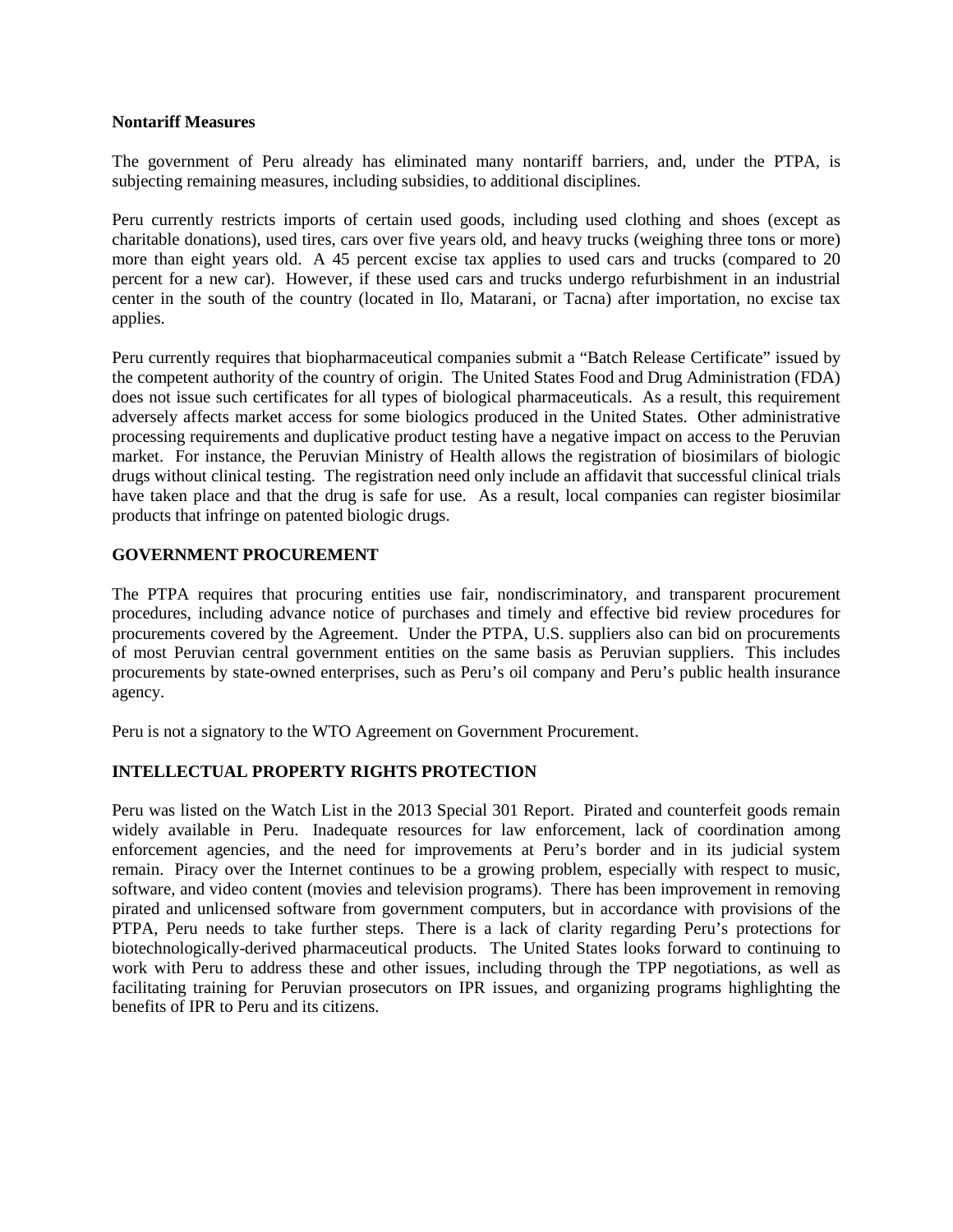**Nontariff Measures**

The government of Peru already has eliminated many nontariff barriers, and, under the PTPA, is subjecting remaining measures, including subsidies, to additional disciplines.

Peru currently restricts imports of certain used goods, including used clothing and shoes (except as charitable donations), used tires, cars over five years old, and heavy trucks (weighing three tons or more) more than eight years old. A 45 percent excise tax applies to used cars and trucks (compared to 20 percent for a new car). However, if these used cars and trucks undergo refurbishment in an industrial center in the south of the country (located in Ilo, Matarani, or Tacna) after importation, no excise tax applies.

Peru currently requires that biopharmaceutical companies submit a "Batch Release Certificate" issued by the competent authority of the country of origin. The United States Food and Drug Administration (FDA) does not issue such certificates for all types of biological pharmaceuticals. As a result, this requirement adversely affects market access for some biologics produced in the United States. Other administrative processing requirements and duplicative product testing have a negative impact on access to the Peruvian market. For instance, the Peruvian Ministry of Health allows the registration of biosimilars of biologic drugs without clinical testing. The registration need only include an affidavit that successful clinical trials have taken place and that the drug is safe for use. As a result, local companies can register biosimilar products that infringe on patented biologic drugs.

## GOVERNMENT PROCUREMENT

The PTPA requires that procuring entities use fair, nondiscriminatory, and transparent procurement procedures, including advance notice of purchases and timely and effective bid review procedures for procurements covered by the Agreement. Under the PTPA, U.S. suppliers also can bid on procurements of most Peruvian central government entities on the same basis as Peruvian suppliers. This includes procurements by state-owned enterprises, such as Peru's oil company and Peru's public health insurance agency.

Peru is not a signatory to the WTO Agreement on Government Procurement.

## INTELLECTUAL PROPERTY RIGHTS PROTECTION

Peru was listed on the Watch List in the 2013 Special 301 Report. Pirated and counterfeit goods remain widely available in Peru. Inadequate resources for law enforcement, lack of coordination among enforcement agencies, and the need for improvements at Peru's border and in its judicial system remain. Piracy over the Internet continues to be a growing problem, especially with respect to music, software, and video content (movies and television programs). There has been improvement in removing pirated and unlicensed software from government computers, but in accordance with provisions of the PTPA, Peru needs to take further steps. There is a lack of clarity regarding Peru's protections for biotechnologically-derived pharmaceutical products. The United States looks forward to continuing to work with Peru to address these and other issues, including through the TPP negotiations, as well as facilitating training for Peruvian prosecutors on IPR issues, and organizing programs highlighting the benefits of IPR to Peru and its citizens.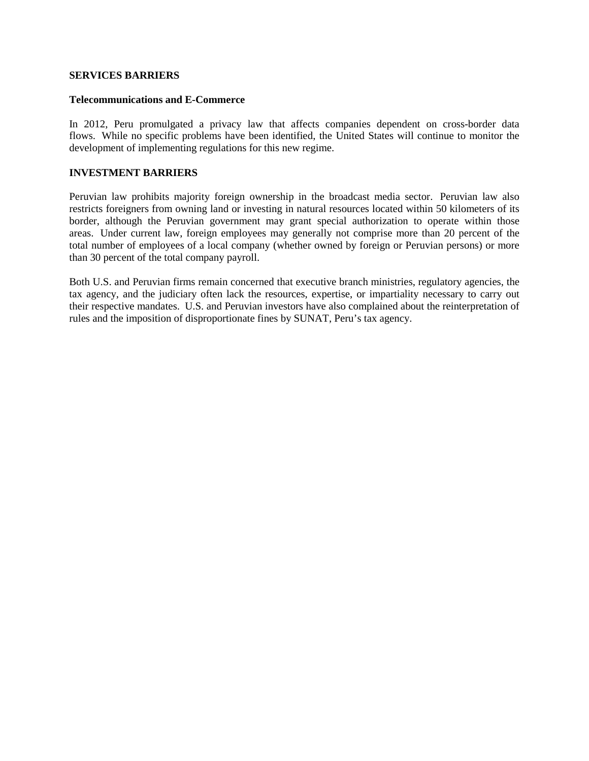## SERVICES BARRIERS

### Telecommunications and E-Commerce

In 2012, Peru promulgated a privacy law that affects companies dependent on cross-border data flows. While no specific problems have been identified, the United States will continue to monitor the development of implementing regulations for this new regime.

## INVESTMENT BARRIERS

Peruvian law prohibits majority foreign ownership in the broadcast media sector. Peruvian law also restricts foreigners from owning land or investing in natural resources located within 50 kilometers of its border, although the Peruvian government may grant special authorization to operate within those areas. Under current law, foreign employees may generally not comprise more than 20 percent of the total number of employees of a local company (whether owned by foreign or Peruvian persons) or more than 30 percent of the total company payroll.

Both U.S. and Peruvian firms remain concerned that executive branch ministries, regulatory agencies, the tax agency, and the judiciary often lack the resources, expertise, or impartiality necessary to carry out their respective mandates. U.S. and Peruvian investors have also complained about the reinterpretation of rules and the imposition of disproportionate fines by SUNAT, Peru's tax agency.